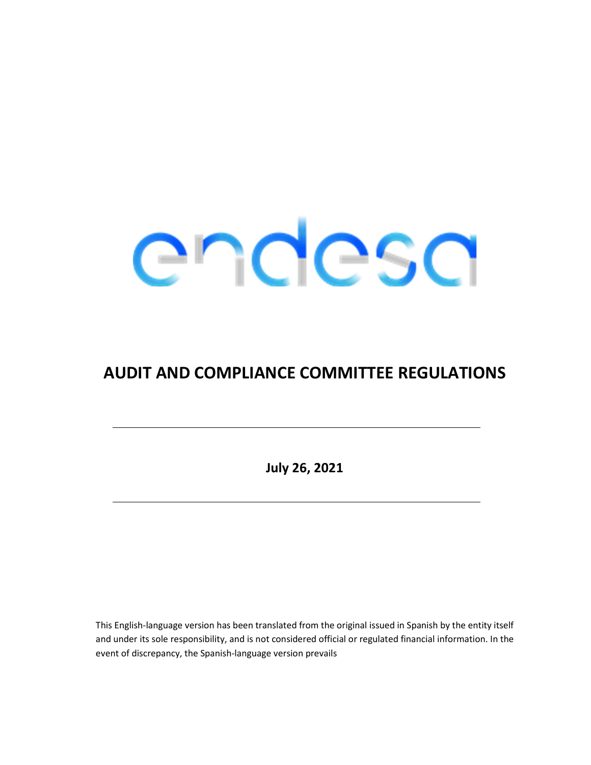# AUDIT AND COMPLIANCE COMMITTEE REGULATIONS

---

**July 26, 2021**

---

This English-language version has been translated from the original issued in Spanish by the entity itself and under its sole responsibility, and is not considered official or regulated financial information. In the event of discrepancy, the Spanish-language version prevails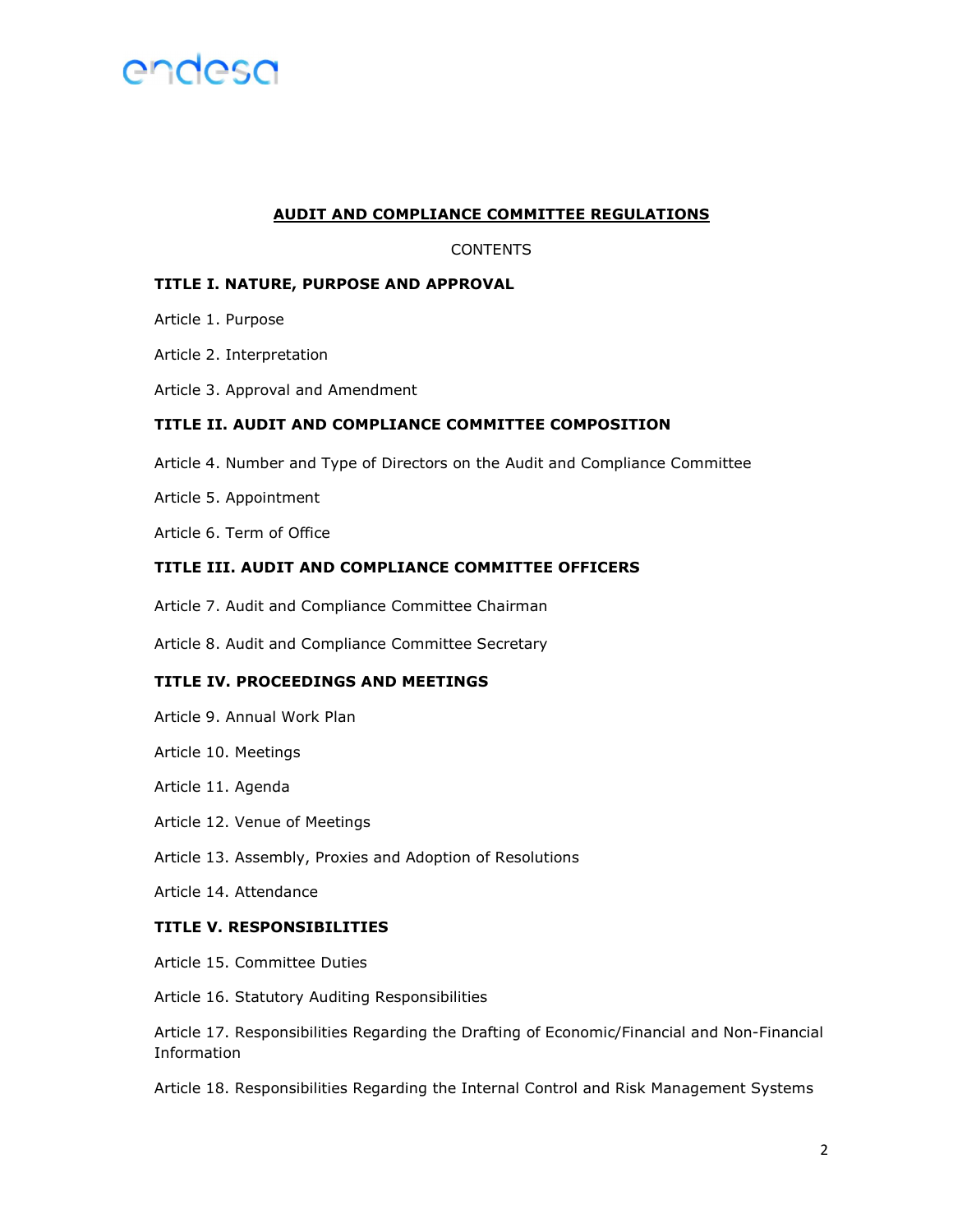## AUDIT AND COMPLIANCE COMMITTEE REGULATIONS

CONTENTS

**TITLE I. NATURE, PURPOSE AND APPROVAL**

Article 1. Purpose

Article 2. Interpretation

Article 3. Approval and Amendment

**TITLE II. AUDIT AND COMPLIANCE COMMITTEE COMPOSITION**

Article 4. Number and Type of Directors on the Audit and Compliance Committee

Article 5. Appointment

Article 6. Term of Office

**TITLE III. AUDIT AND COMPLIANCE COMMITTEE OFFICERS**

Article 7. Audit and Compliance Committee Chairman

Article 8. Audit and Compliance Committee Secretary

**TITLE IV. PROCEEDINGS AND MEETINGS**

Article 9. Annual Work Plan

Article 10. Meetings

Article 11. Agenda

Article 12. Venue of Meetings

Article 13. Assembly, Proxies and Adoption of Resolutions

Article 14. Attendance

**TITLE V. RESPONSIBILITIES**

Article 15. Committee Duties

Article 16. Statutory Auditing Responsibilities

Article 17. Responsibilities Regarding the Drafting of Economic/Financial and Non-Financial Information

Article 18. Responsibilities Regarding the Internal Control and Risk Management Systems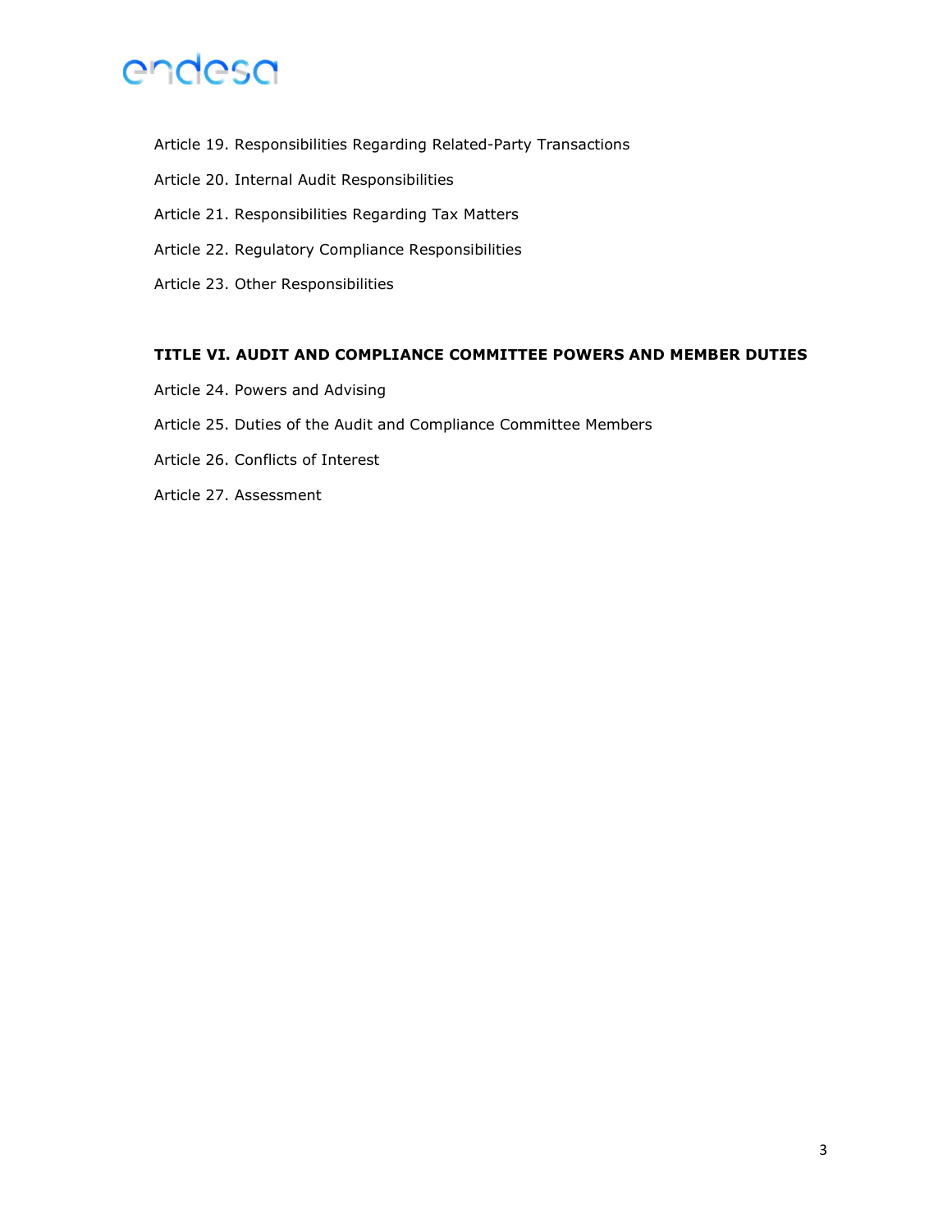Article 19. Responsibilities Regarding Related-Party Transactions

Article 20. Internal Audit Responsibilities

Article 21. Responsibilities Regarding Tax Matters

Article 22. Regulatory Compliance Responsibilities

Article 23. Other Responsibilities

**TITLE VI. AUDIT AND COMPLIANCE COMMITTEE POWERS AND MEMBER DUTIES**

Article 24. Powers and Advising

Article 25. Duties of the Audit and Compliance Committee Members

Article 26. Conflicts of Interest

Article 27. Assessment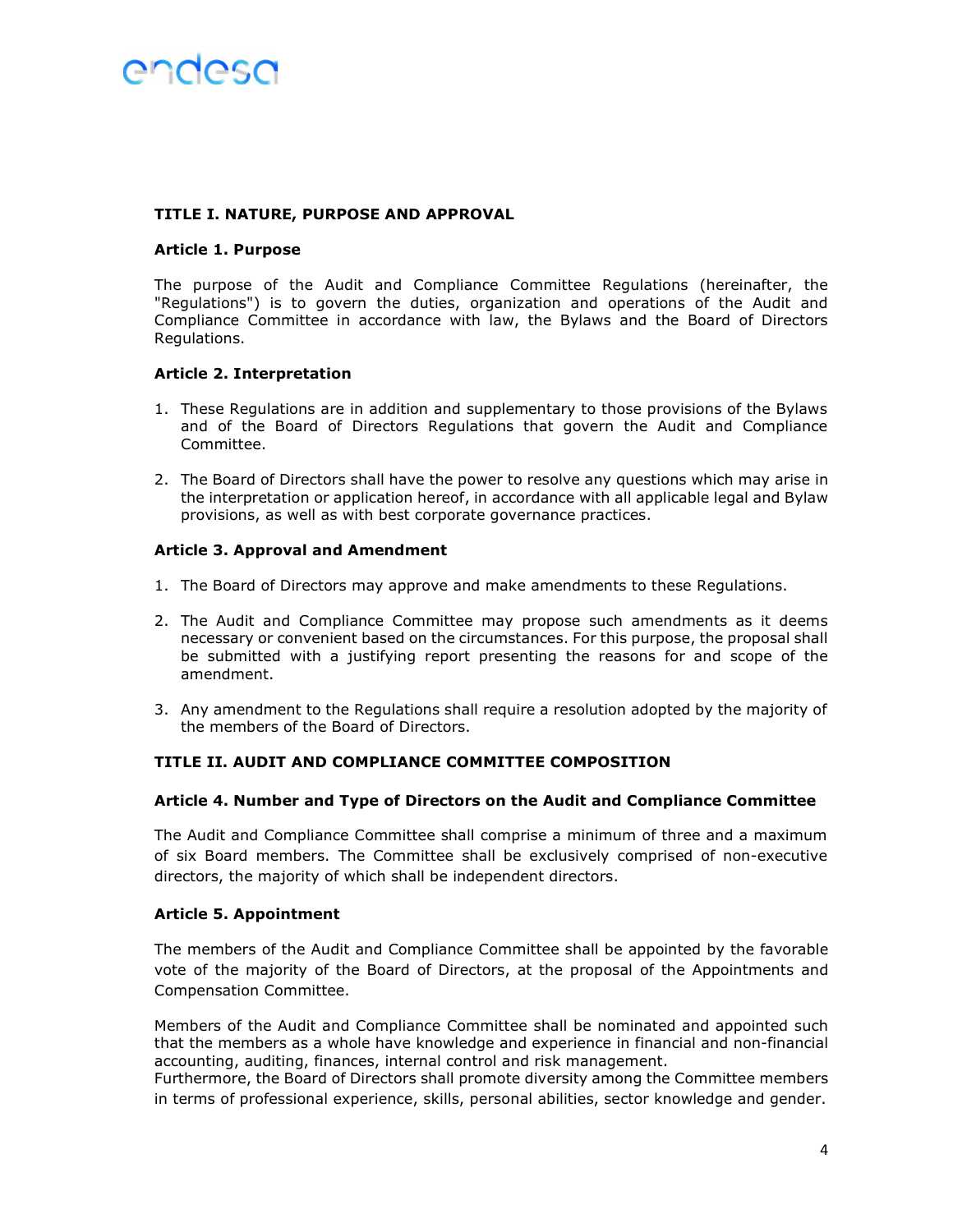## TITLE I. NATURE, PURPOSE AND APPROVAL

### Article 1. Purpose

The purpose of the Audit and Compliance Committee Regulations (hereinafter, the "Regulations") is to govern the duties, organization and operations of the Audit and Compliance Committee in accordance with law, the Bylaws and the Board of Directors Regulations.

### Article 2. Interpretation

1. These Regulations are in addition and supplementary to those provisions of the Bylaws and of the Board of Directors Regulations that govern the Audit and Compliance Committee.

2. The Board of Directors shall have the power to resolve any questions which may arise in the interpretation or application hereof, in accordance with all applicable legal and Bylaw provisions, as well as with best corporate governance practices.

### Article 3. Approval and Amendment

1. The Board of Directors may approve and make amendments to these Regulations.

2. The Audit and Compliance Committee may propose such amendments as it deems necessary or convenient based on the circumstances. For this purpose, the proposal shall be submitted with a justifying report presenting the reasons for and scope of the amendment.

3. Any amendment to the Regulations shall require a resolution adopted by the majority of the members of the Board of Directors.

## TITLE II. AUDIT AND COMPLIANCE COMMITTEE COMPOSITION

### Article 4. Number and Type of Directors on the Audit and Compliance Committee

The Audit and Compliance Committee shall comprise a minimum of three and a maximum of six Board members. The Committee shall be exclusively comprised of non-executive directors, the majority of which shall be independent directors.

### Article 5. Appointment

The members of the Audit and Compliance Committee shall be appointed by the favorable vote of the majority of the Board of Directors, at the proposal of the Appointments and Compensation Committee.

Members of the Audit and Compliance Committee shall be nominated and appointed such that the members as a whole have knowledge and experience in financial and non-financial accounting, auditing, finances, internal control and risk management.
Furthermore, the Board of Directors shall promote diversity among the Committee members in terms of professional experience, skills, personal abilities, sector knowledge and gender.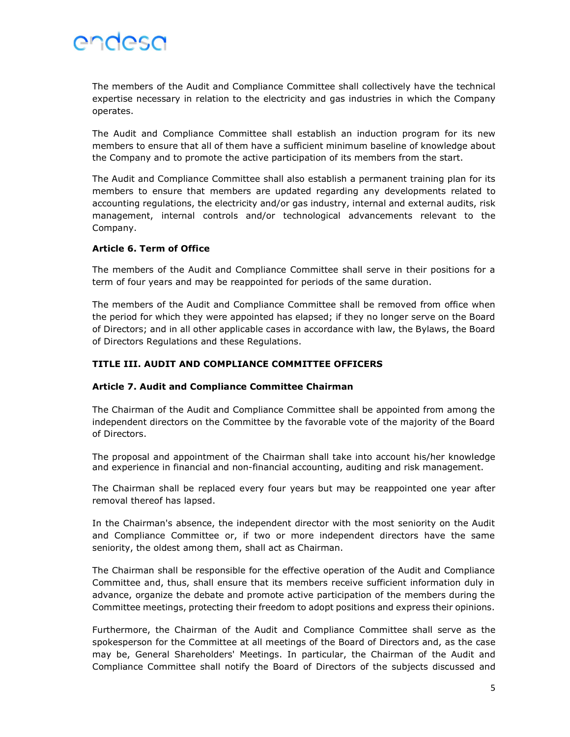The members of the Audit and Compliance Committee shall collectively have the technical expertise necessary in relation to the electricity and gas industries in which the Company operates.

The Audit and Compliance Committee shall establish an induction program for its new members to ensure that all of them have a sufficient minimum baseline of knowledge about the Company and to promote the active participation of its members from the start.

The Audit and Compliance Committee shall also establish a permanent training plan for its members to ensure that members are updated regarding any developments related to accounting regulations, the electricity and/or gas industry, internal and external audits, risk management, internal controls and/or technological advancements relevant to the Company.

**Article 6. Term of Office**

The members of the Audit and Compliance Committee shall serve in their positions for a term of four years and may be reappointed for periods of the same duration.

The members of the Audit and Compliance Committee shall be removed from office when the period for which they were appointed has elapsed; if they no longer serve on the Board of Directors; and in all other applicable cases in accordance with law, the Bylaws, the Board of Directors Regulations and these Regulations.

## TITLE III. AUDIT AND COMPLIANCE COMMITTEE OFFICERS

**Article 7. Audit and Compliance Committee Chairman**

The Chairman of the Audit and Compliance Committee shall be appointed from among the independent directors on the Committee by the favorable vote of the majority of the Board of Directors.

The proposal and appointment of the Chairman shall take into account his/her knowledge and experience in financial and non-financial accounting, auditing and risk management.

The Chairman shall be replaced every four years but may be reappointed one year after removal thereof has lapsed.

In the Chairman's absence, the independent director with the most seniority on the Audit and Compliance Committee or, if two or more independent directors have the same seniority, the oldest among them, shall act as Chairman.

The Chairman shall be responsible for the effective operation of the Audit and Compliance Committee and, thus, shall ensure that its members receive sufficient information duly in advance, organize the debate and promote active participation of the members during the Committee meetings, protecting their freedom to adopt positions and express their opinions.

Furthermore, the Chairman of the Audit and Compliance Committee shall serve as the spokesperson for the Committee at all meetings of the Board of Directors and, as the case may be, General Shareholders' Meetings. In particular, the Chairman of the Audit and Compliance Committee shall notify the Board of Directors of the subjects discussed and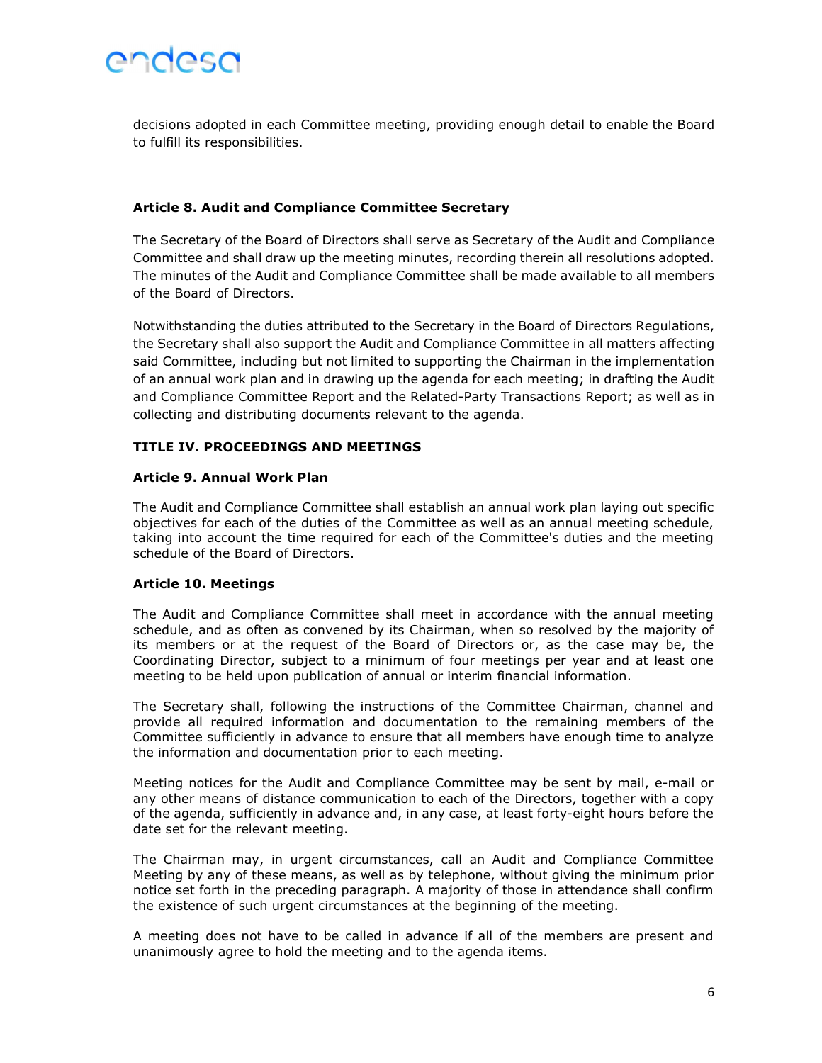decisions adopted in each Committee meeting, providing enough detail to enable the Board to fulfill its responsibilities.

### Article 8. Audit and Compliance Committee Secretary

The Secretary of the Board of Directors shall serve as Secretary of the Audit and Compliance Committee and shall draw up the meeting minutes, recording therein all resolutions adopted. The minutes of the Audit and Compliance Committee shall be made available to all members of the Board of Directors.

Notwithstanding the duties attributed to the Secretary in the Board of Directors Regulations, the Secretary shall also support the Audit and Compliance Committee in all matters affecting said Committee, including but not limited to supporting the Chairman in the implementation of an annual work plan and in drawing up the agenda for each meeting; in drafting the Audit and Compliance Committee Report and the Related-Party Transactions Report; as well as in collecting and distributing documents relevant to the agenda.

## TITLE IV. PROCEEDINGS AND MEETINGS

### Article 9. Annual Work Plan

The Audit and Compliance Committee shall establish an annual work plan laying out specific objectives for each of the duties of the Committee as well as an annual meeting schedule, taking into account the time required for each of the Committee's duties and the meeting schedule of the Board of Directors.

### Article 10. Meetings

The Audit and Compliance Committee shall meet in accordance with the annual meeting schedule, and as often as convened by its Chairman, when so resolved by the majority of its members or at the request of the Board of Directors or, as the case may be, the Coordinating Director, subject to a minimum of four meetings per year and at least one meeting to be held upon publication of annual or interim financial information.

The Secretary shall, following the instructions of the Committee Chairman, channel and provide all required information and documentation to the remaining members of the Committee sufficiently in advance to ensure that all members have enough time to analyze the information and documentation prior to each meeting.

Meeting notices for the Audit and Compliance Committee may be sent by mail, e-mail or any other means of distance communication to each of the Directors, together with a copy of the agenda, sufficiently in advance and, in any case, at least forty-eight hours before the date set for the relevant meeting.

The Chairman may, in urgent circumstances, call an Audit and Compliance Committee Meeting by any of these means, as well as by telephone, without giving the minimum prior notice set forth in the preceding paragraph. A majority of those in attendance shall confirm the existence of such urgent circumstances at the beginning of the meeting.

A meeting does not have to be called in advance if all of the members are present and unanimously agree to hold the meeting and to the agenda items.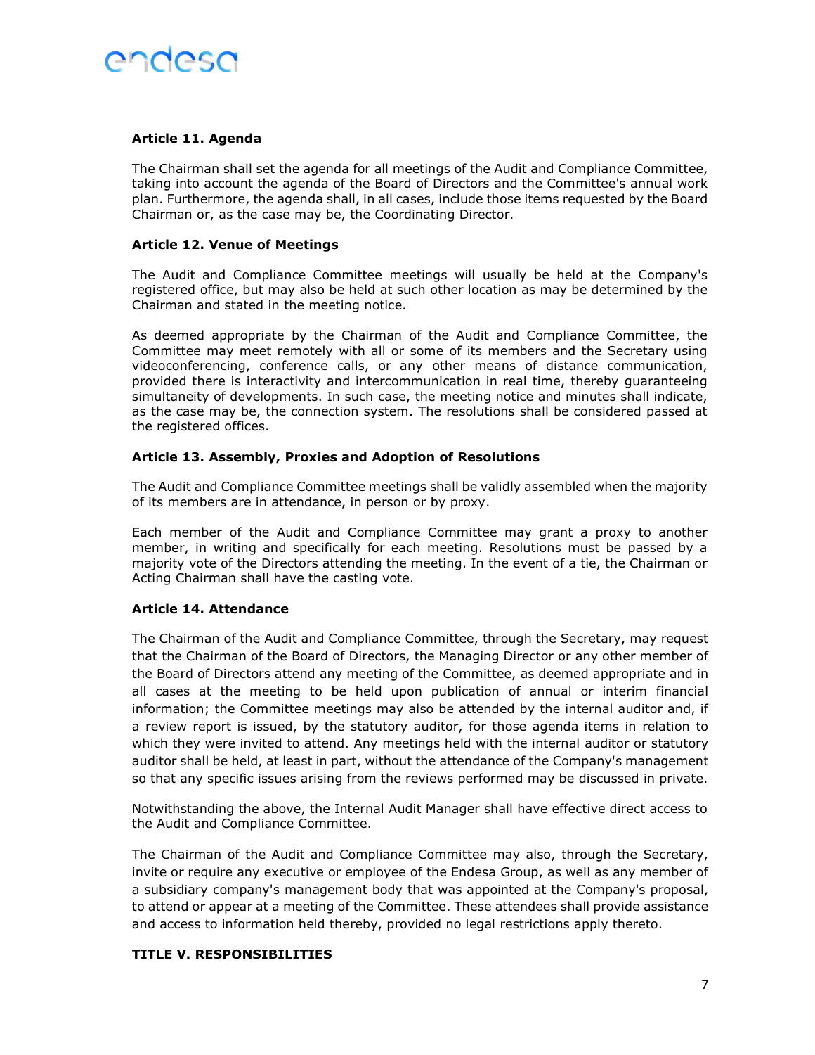### Article 11. Agenda

The Chairman shall set the agenda for all meetings of the Audit and Compliance Committee, taking into account the agenda of the Board of Directors and the Committee's annual work plan. Furthermore, the agenda shall, in all cases, include those items requested by the Board Chairman or, as the case may be, the Coordinating Director.

### Article 12. Venue of Meetings

The Audit and Compliance Committee meetings will usually be held at the Company's registered office, but may also be held at such other location as may be determined by the Chairman and stated in the meeting notice.

As deemed appropriate by the Chairman of the Audit and Compliance Committee, the Committee may meet remotely with all or some of its members and the Secretary using videoconferencing, conference calls, or any other means of distance communication, provided there is interactivity and intercommunication in real time, thereby guaranteeing simultaneity of developments. In such case, the meeting notice and minutes shall indicate, as the case may be, the connection system. The resolutions shall be considered passed at the registered offices.

### Article 13. Assembly, Proxies and Adoption of Resolutions

The Audit and Compliance Committee meetings shall be validly assembled when the majority of its members are in attendance, in person or by proxy.

Each member of the Audit and Compliance Committee may grant a proxy to another member, in writing and specifically for each meeting. Resolutions must be passed by a majority vote of the Directors attending the meeting. In the event of a tie, the Chairman or Acting Chairman shall have the casting vote.

### Article 14. Attendance

The Chairman of the Audit and Compliance Committee, through the Secretary, may request that the Chairman of the Board of Directors, the Managing Director or any other member of the Board of Directors attend any meeting of the Committee, as deemed appropriate and in all cases at the meeting to be held upon publication of annual or interim financial information; the Committee meetings may also be attended by the internal auditor and, if a review report is issued, by the statutory auditor, for those agenda items in relation to which they were invited to attend. Any meetings held with the internal auditor or statutory auditor shall be held, at least in part, without the attendance of the Company's management so that any specific issues arising from the reviews performed may be discussed in private.

Notwithstanding the above, the Internal Audit Manager shall have effective direct access to the Audit and Compliance Committee.

The Chairman of the Audit and Compliance Committee may also, through the Secretary, invite or require any executive or employee of the Endesa Group, as well as any member of a subsidiary company's management body that was appointed at the Company's proposal, to attend or appear at a meeting of the Committee. These attendees shall provide assistance and access to information held thereby, provided no legal restrictions apply thereto.

## TITLE V. RESPONSIBILITIES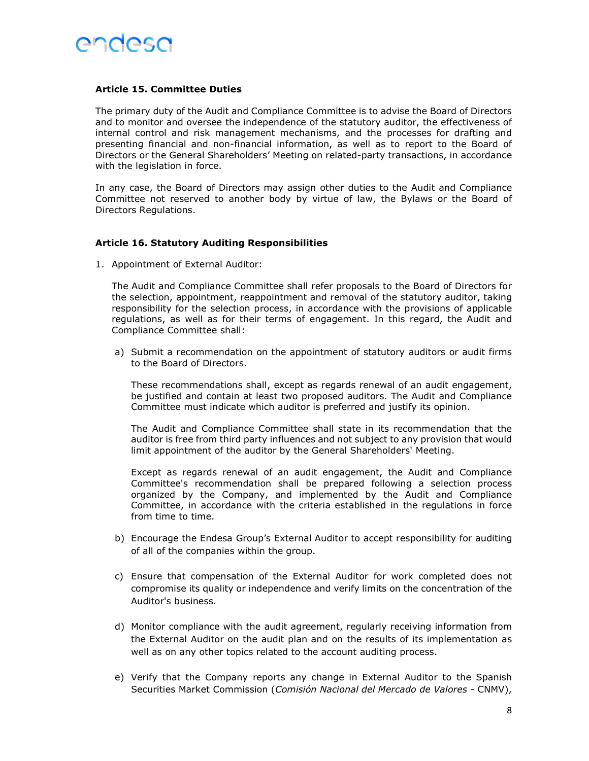### Article 15. Committee Duties

The primary duty of the Audit and Compliance Committee is to advise the Board of Directors and to monitor and oversee the independence of the statutory auditor, the effectiveness of internal control and risk management mechanisms, and the processes for drafting and presenting financial and non-financial information, as well as to report to the Board of Directors or the General Shareholders' Meeting on related-party transactions, in accordance with the legislation in force.

In any case, the Board of Directors may assign other duties to the Audit and Compliance Committee not reserved to another body by virtue of law, the Bylaws or the Board of Directors Regulations.

### Article 16. Statutory Auditing Responsibilities

1. Appointment of External Auditor:

   The Audit and Compliance Committee shall refer proposals to the Board of Directors for the selection, appointment, reappointment and removal of the statutory auditor, taking responsibility for the selection process, in accordance with the provisions of applicable regulations, as well as for their terms of engagement. In this regard, the Audit and Compliance Committee shall:

   a) Submit a recommendation on the appointment of statutory auditors or audit firms to the Board of Directors.

      These recommendations shall, except as regards renewal of an audit engagement, be justified and contain at least two proposed auditors. The Audit and Compliance Committee must indicate which auditor is preferred and justify its opinion.

      The Audit and Compliance Committee shall state in its recommendation that the auditor is free from third party influences and not subject to any provision that would limit appointment of the auditor by the General Shareholders' Meeting.

      Except as regards renewal of an audit engagement, the Audit and Compliance Committee's recommendation shall be prepared following a selection process organized by the Company, and implemented by the Audit and Compliance Committee, in accordance with the criteria established in the regulations in force from time to time.

   b) Encourage the Endesa Group's External Auditor to accept responsibility for auditing of all of the companies within the group.

   c) Ensure that compensation of the External Auditor for work completed does not compromise its quality or independence and verify limits on the concentration of the Auditor's business.

   d) Monitor compliance with the audit agreement, regularly receiving information from the External Auditor on the audit plan and on the results of its implementation as well as on any other topics related to the account auditing process.

   e) Verify that the Company reports any change in External Auditor to the Spanish Securities Market Commission (*Comisión Nacional del Mercado de Valores* - CNMV),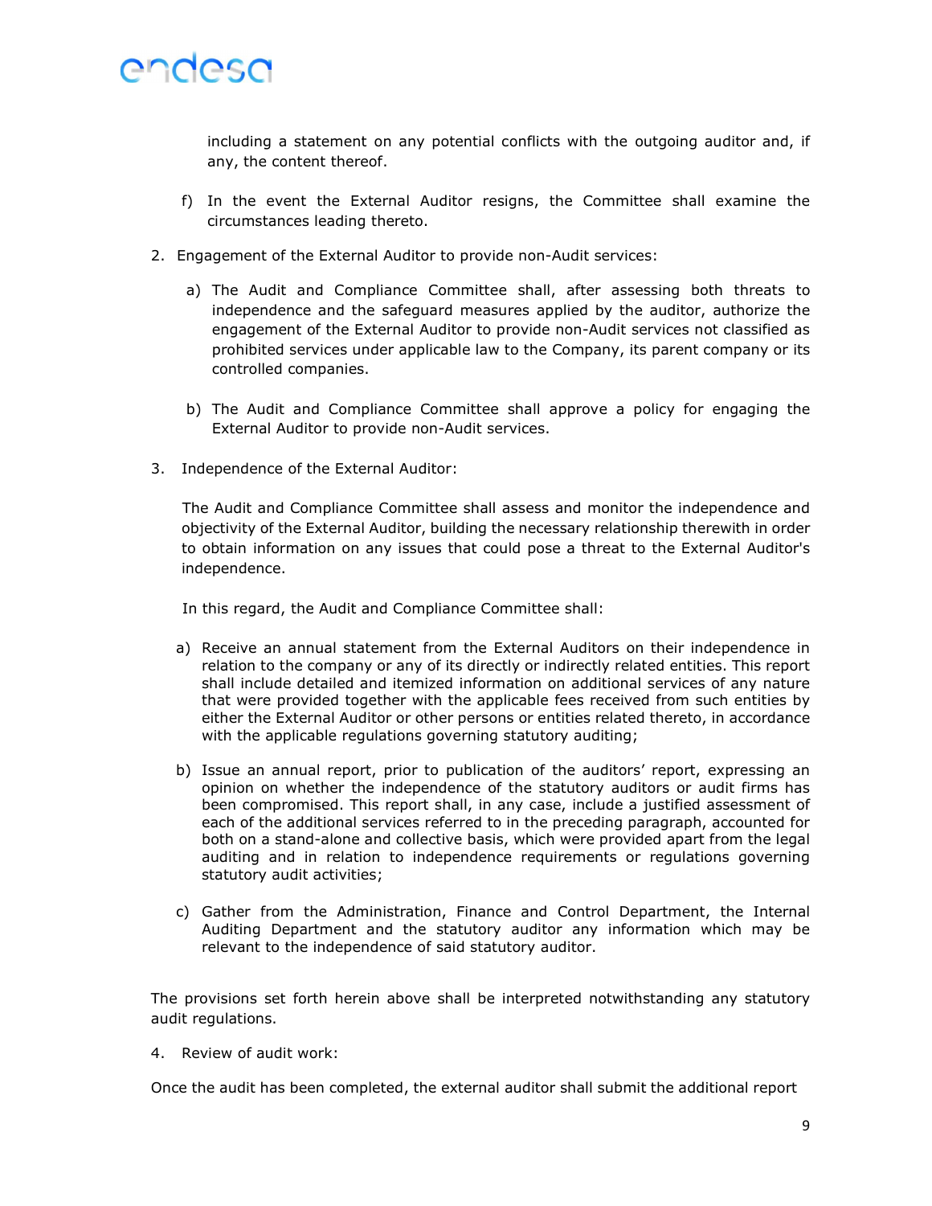including a statement on any potential conflicts with the outgoing auditor and, if any, the content thereof.

f) In the event the External Auditor resigns, the Committee shall examine the circumstances leading thereto.

2. Engagement of the External Auditor to provide non-Audit services:

   a) The Audit and Compliance Committee shall, after assessing both threats to independence and the safeguard measures applied by the auditor, authorize the engagement of the External Auditor to provide non-Audit services not classified as prohibited services under applicable law to the Company, its parent company or its controlled companies.

   b) The Audit and Compliance Committee shall approve a policy for engaging the External Auditor to provide non-Audit services.

3. Independence of the External Auditor:

   The Audit and Compliance Committee shall assess and monitor the independence and objectivity of the External Auditor, building the necessary relationship therewith in order to obtain information on any issues that could pose a threat to the External Auditor's independence.

   In this regard, the Audit and Compliance Committee shall:

   a) Receive an annual statement from the External Auditors on their independence in relation to the company or any of its directly or indirectly related entities. This report shall include detailed and itemized information on additional services of any nature that were provided together with the applicable fees received from such entities by either the External Auditor or other persons or entities related thereto, in accordance with the applicable regulations governing statutory auditing;

   b) Issue an annual report, prior to publication of the auditors' report, expressing an opinion on whether the independence of the statutory auditors or audit firms has been compromised. This report shall, in any case, include a justified assessment of each of the additional services referred to in the preceding paragraph, accounted for both on a stand-alone and collective basis, which were provided apart from the legal auditing and in relation to independence requirements or regulations governing statutory audit activities;

   c) Gather from the Administration, Finance and Control Department, the Internal Auditing Department and the statutory auditor any information which may be relevant to the independence of said statutory auditor.

The provisions set forth herein above shall be interpreted notwithstanding any statutory audit regulations.

4. Review of audit work:

Once the audit has been completed, the external auditor shall submit the additional report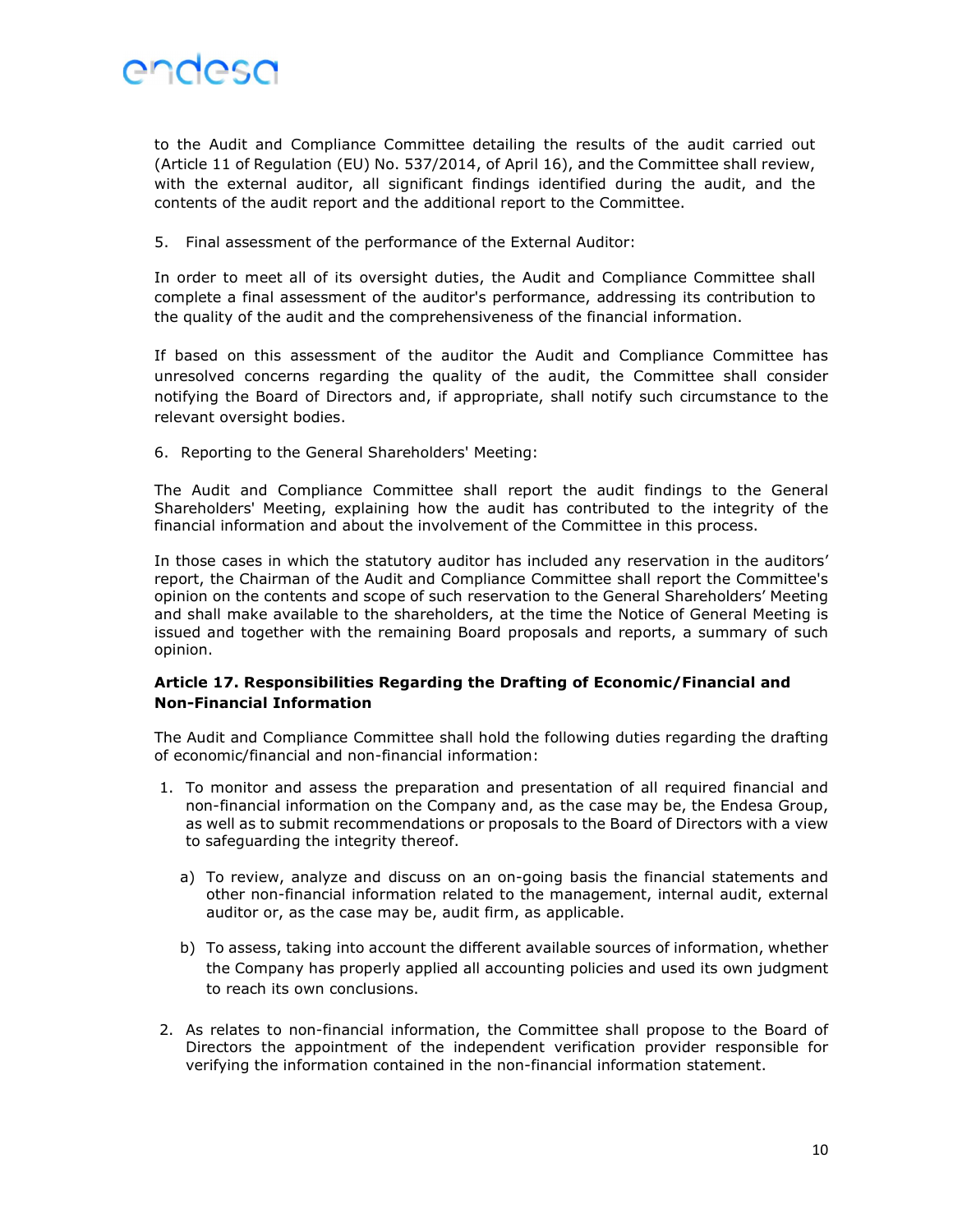to the Audit and Compliance Committee detailing the results of the audit carried out (Article 11 of Regulation (EU) No. 537/2014, of April 16), and the Committee shall review, with the external auditor, all significant findings identified during the audit, and the contents of the audit report and the additional report to the Committee.

5. Final assessment of the performance of the External Auditor:

In order to meet all of its oversight duties, the Audit and Compliance Committee shall complete a final assessment of the auditor's performance, addressing its contribution to the quality of the audit and the comprehensiveness of the financial information.

If based on this assessment of the auditor the Audit and Compliance Committee has unresolved concerns regarding the quality of the audit, the Committee shall consider notifying the Board of Directors and, if appropriate, shall notify such circumstance to the relevant oversight bodies.

6. Reporting to the General Shareholders' Meeting:

The Audit and Compliance Committee shall report the audit findings to the General Shareholders' Meeting, explaining how the audit has contributed to the integrity of the financial information and about the involvement of the Committee in this process.

In those cases in which the statutory auditor has included any reservation in the auditors' report, the Chairman of the Audit and Compliance Committee shall report the Committee's opinion on the contents and scope of such reservation to the General Shareholders' Meeting and shall make available to the shareholders, at the time the Notice of General Meeting is issued and together with the remaining Board proposals and reports, a summary of such opinion.

### Article 17. Responsibilities Regarding the Drafting of Economic/Financial and Non-Financial Information

The Audit and Compliance Committee shall hold the following duties regarding the drafting of economic/financial and non-financial information:

1. To monitor and assess the preparation and presentation of all required financial and non-financial information on the Company and, as the case may be, the Endesa Group, as well as to submit recommendations or proposals to the Board of Directors with a view to safeguarding the integrity thereof.

   a) To review, analyze and discuss on an on-going basis the financial statements and other non-financial information related to the management, internal audit, external auditor or, as the case may be, audit firm, as applicable.

   b) To assess, taking into account the different available sources of information, whether the Company has properly applied all accounting policies and used its own judgment to reach its own conclusions.

2. As relates to non-financial information, the Committee shall propose to the Board of Directors the appointment of the independent verification provider responsible for verifying the information contained in the non-financial information statement.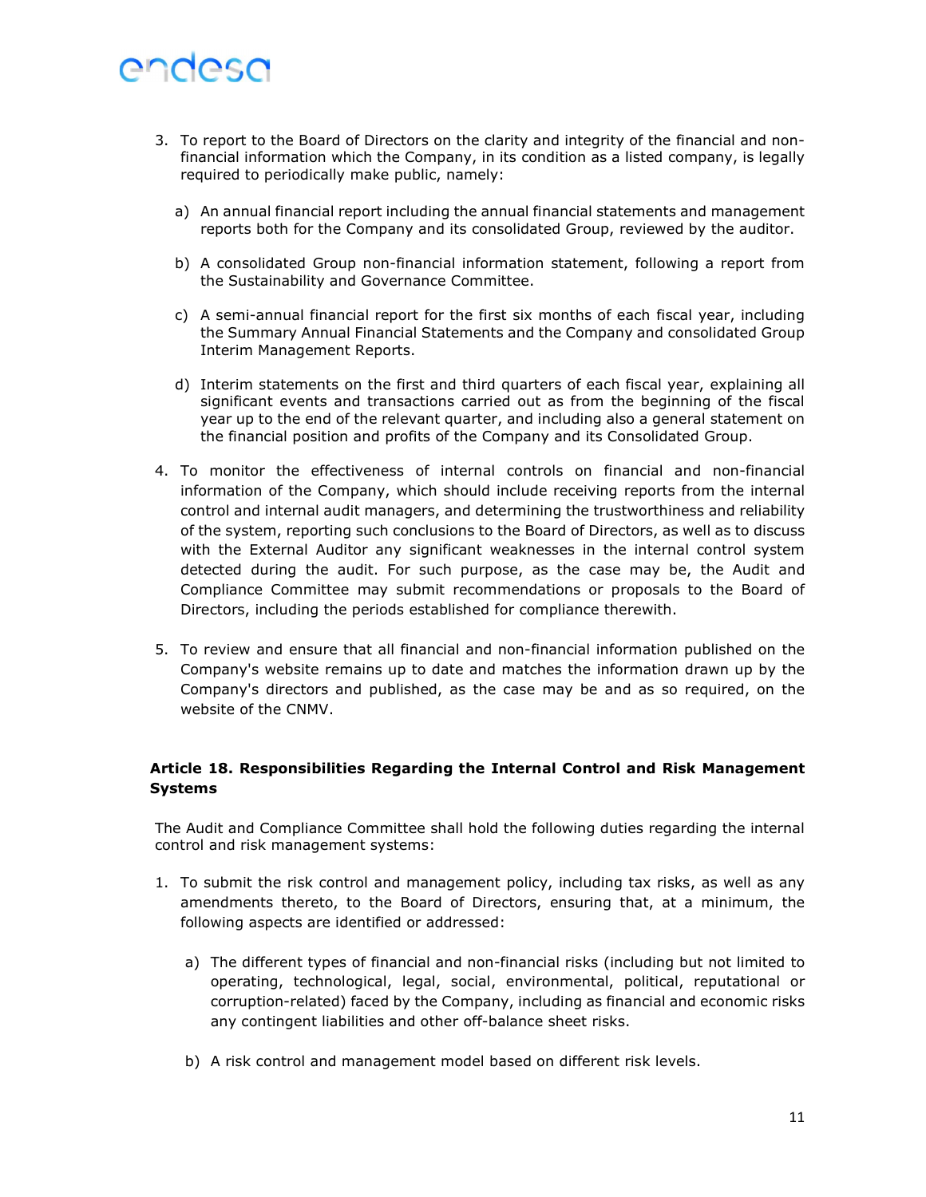3. To report to the Board of Directors on the clarity and integrity of the financial and non-financial information which the Company, in its condition as a listed company, is legally required to periodically make public, namely:

   a) An annual financial report including the annual financial statements and management reports both for the Company and its consolidated Group, reviewed by the auditor.

   b) A consolidated Group non-financial information statement, following a report from the Sustainability and Governance Committee.

   c) A semi-annual financial report for the first six months of each fiscal year, including the Summary Annual Financial Statements and the Company and consolidated Group Interim Management Reports.

   d) Interim statements on the first and third quarters of each fiscal year, explaining all significant events and transactions carried out as from the beginning of the fiscal year up to the end of the relevant quarter, and including also a general statement on the financial position and profits of the Company and its Consolidated Group.

4. To monitor the effectiveness of internal controls on financial and non-financial information of the Company, which should include receiving reports from the internal control and internal audit managers, and determining the trustworthiness and reliability of the system, reporting such conclusions to the Board of Directors, as well as to discuss with the External Auditor any significant weaknesses in the internal control system detected during the audit. For such purpose, as the case may be, the Audit and Compliance Committee may submit recommendations or proposals to the Board of Directors, including the periods established for compliance therewith.

5. To review and ensure that all financial and non-financial information published on the Company's website remains up to date and matches the information drawn up by the Company's directors and published, as the case may be and as so required, on the website of the CNMV.

### Article 18. Responsibilities Regarding the Internal Control and Risk Management Systems

The Audit and Compliance Committee shall hold the following duties regarding the internal control and risk management systems:

1. To submit the risk control and management policy, including tax risks, as well as any amendments thereto, to the Board of Directors, ensuring that, at a minimum, the following aspects are identified or addressed:

   a) The different types of financial and non-financial risks (including but not limited to operating, technological, legal, social, environmental, political, reputational or corruption-related) faced by the Company, including as financial and economic risks any contingent liabilities and other off-balance sheet risks.

   b) A risk control and management model based on different risk levels.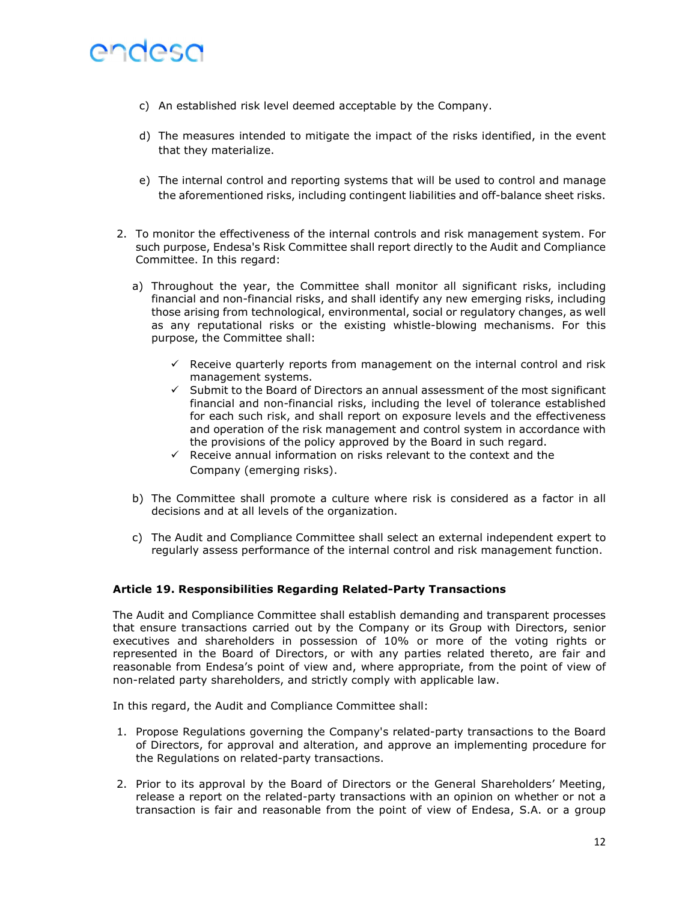c) An established risk level deemed acceptable by the Company.

d) The measures intended to mitigate the impact of the risks identified, in the event that they materialize.

e) The internal control and reporting systems that will be used to control and manage the aforementioned risks, including contingent liabilities and off-balance sheet risks.

2. To monitor the effectiveness of the internal controls and risk management system. For such purpose, Endesa's Risk Committee shall report directly to the Audit and Compliance Committee. In this regard:

   a) Throughout the year, the Committee shall monitor all significant risks, including financial and non-financial risks, and shall identify any new emerging risks, including those arising from technological, environmental, social or regulatory changes, as well as any reputational risks or the existing whistle-blowing mechanisms. For this purpose, the Committee shall:

      - ✓ Receive quarterly reports from management on the internal control and risk management systems.
      - ✓ Submit to the Board of Directors an annual assessment of the most significant financial and non-financial risks, including the level of tolerance established for each such risk, and shall report on exposure levels and the effectiveness and operation of the risk management and control system in accordance with the provisions of the policy approved by the Board in such regard.
      - ✓ Receive annual information on risks relevant to the context and the Company (emerging risks).

   b) The Committee shall promote a culture where risk is considered as a factor in all decisions and at all levels of the organization.

   c) The Audit and Compliance Committee shall select an external independent expert to regularly assess performance of the internal control and risk management function.

**Article 19. Responsibilities Regarding Related-Party Transactions**

The Audit and Compliance Committee shall establish demanding and transparent processes that ensure transactions carried out by the Company or its Group with Directors, senior executives and shareholders in possession of 10% or more of the voting rights or represented in the Board of Directors, or with any parties related thereto, are fair and reasonable from Endesa's point of view and, where appropriate, from the point of view of non-related party shareholders, and strictly comply with applicable law.

In this regard, the Audit and Compliance Committee shall:

1. Propose Regulations governing the Company's related-party transactions to the Board of Directors, for approval and alteration, and approve an implementing procedure for the Regulations on related-party transactions.

2. Prior to its approval by the Board of Directors or the General Shareholders' Meeting, release a report on the related-party transactions with an opinion on whether or not a transaction is fair and reasonable from the point of view of Endesa, S.A. or a group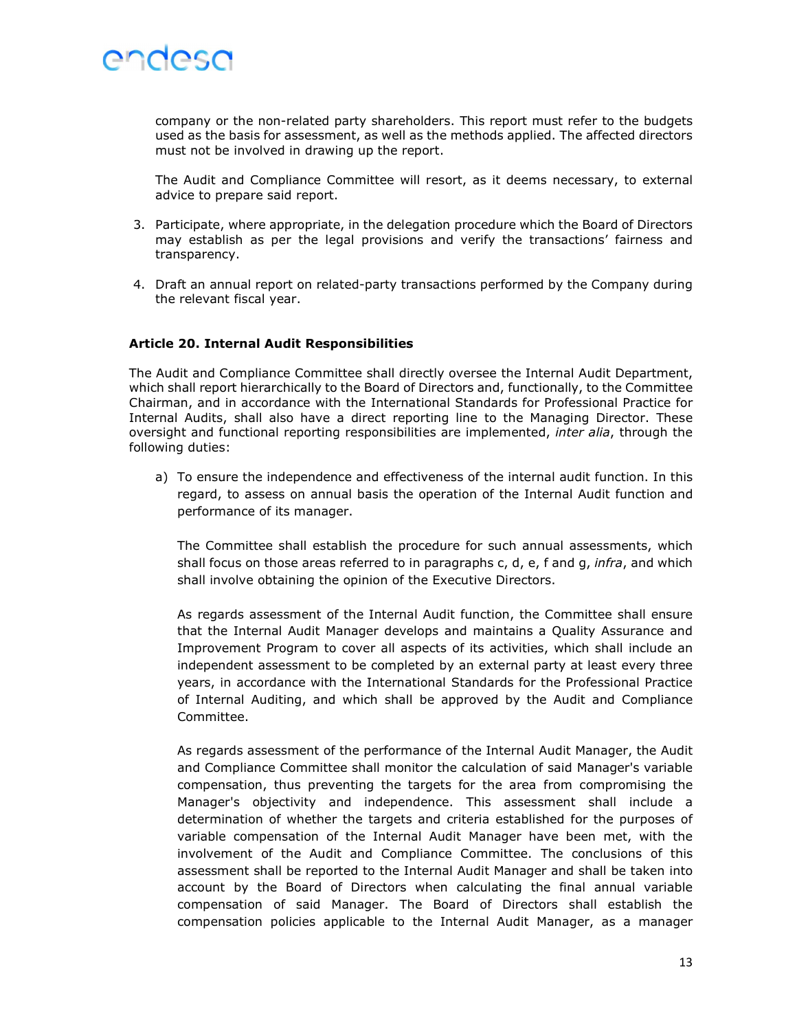company or the non-related party shareholders. This report must refer to the budgets used as the basis for assessment, as well as the methods applied. The affected directors must not be involved in drawing up the report.

The Audit and Compliance Committee will resort, as it deems necessary, to external advice to prepare said report.

3. Participate, where appropriate, in the delegation procedure which the Board of Directors may establish as per the legal provisions and verify the transactions' fairness and transparency.

4. Draft an annual report on related-party transactions performed by the Company during the relevant fiscal year.

**Article 20. Internal Audit Responsibilities**

The Audit and Compliance Committee shall directly oversee the Internal Audit Department, which shall report hierarchically to the Board of Directors and, functionally, to the Committee Chairman, and in accordance with the International Standards for Professional Practice for Internal Audits, shall also have a direct reporting line to the Managing Director. These oversight and functional reporting responsibilities are implemented, *inter alia*, through the following duties:

a) To ensure the independence and effectiveness of the internal audit function. In this regard, to assess on annual basis the operation of the Internal Audit function and performance of its manager.

   The Committee shall establish the procedure for such annual assessments, which shall focus on those areas referred to in paragraphs c, d, e, f and g, *infra*, and which shall involve obtaining the opinion of the Executive Directors.

   As regards assessment of the Internal Audit function, the Committee shall ensure that the Internal Audit Manager develops and maintains a Quality Assurance and Improvement Program to cover all aspects of its activities, which shall include an independent assessment to be completed by an external party at least every three years, in accordance with the International Standards for the Professional Practice of Internal Auditing, and which shall be approved by the Audit and Compliance Committee.

   As regards assessment of the performance of the Internal Audit Manager, the Audit and Compliance Committee shall monitor the calculation of said Manager's variable compensation, thus preventing the targets for the area from compromising the Manager's objectivity and independence. This assessment shall include a determination of whether the targets and criteria established for the purposes of variable compensation of the Internal Audit Manager have been met, with the involvement of the Audit and Compliance Committee. The conclusions of this assessment shall be reported to the Internal Audit Manager and shall be taken into account by the Board of Directors when calculating the final annual variable compensation of said Manager. The Board of Directors shall establish the compensation policies applicable to the Internal Audit Manager, as a manager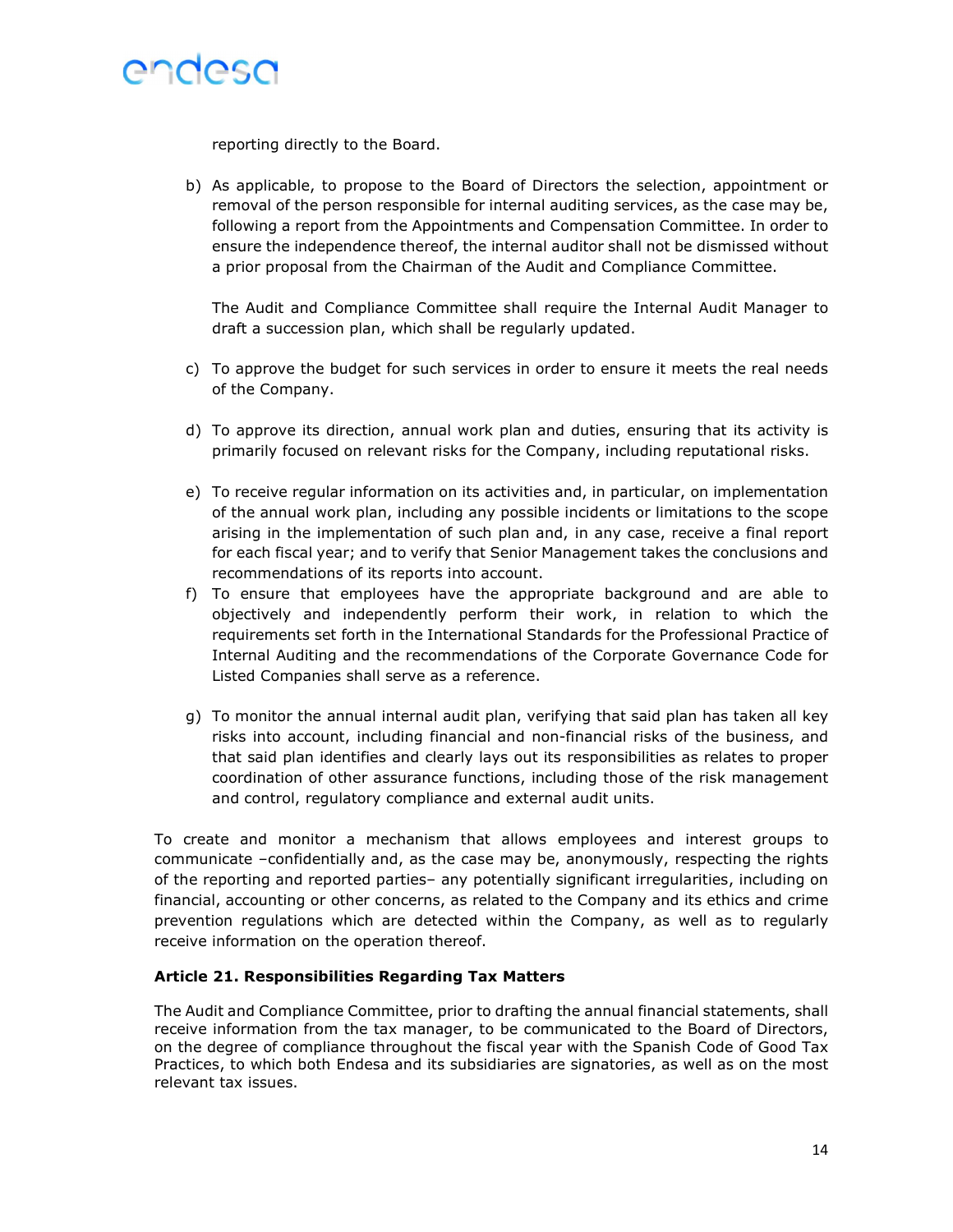reporting directly to the Board.

b) As applicable, to propose to the Board of Directors the selection, appointment or removal of the person responsible for internal auditing services, as the case may be, following a report from the Appointments and Compensation Committee. In order to ensure the independence thereof, the internal auditor shall not be dismissed without a prior proposal from the Chairman of the Audit and Compliance Committee.

   The Audit and Compliance Committee shall require the Internal Audit Manager to draft a succession plan, which shall be regularly updated.

c) To approve the budget for such services in order to ensure it meets the real needs of the Company.

d) To approve its direction, annual work plan and duties, ensuring that its activity is primarily focused on relevant risks for the Company, including reputational risks.

e) To receive regular information on its activities and, in particular, on implementation of the annual work plan, including any possible incidents or limitations to the scope arising in the implementation of such plan and, in any case, receive a final report for each fiscal year; and to verify that Senior Management takes the conclusions and recommendations of its reports into account.

f) To ensure that employees have the appropriate background and are able to objectively and independently perform their work, in relation to which the requirements set forth in the International Standards for the Professional Practice of Internal Auditing and the recommendations of the Corporate Governance Code for Listed Companies shall serve as a reference.

g) To monitor the annual internal audit plan, verifying that said plan has taken all key risks into account, including financial and non-financial risks of the business, and that said plan identifies and clearly lays out its responsibilities as relates to proper coordination of other assurance functions, including those of the risk management and control, regulatory compliance and external audit units.

To create and monitor a mechanism that allows employees and interest groups to communicate –confidentially and, as the case may be, anonymously, respecting the rights of the reporting and reported parties– any potentially significant irregularities, including on financial, accounting or other concerns, as related to the Company and its ethics and crime prevention regulations which are detected within the Company, as well as to regularly receive information on the operation thereof.

### Article 21. Responsibilities Regarding Tax Matters

The Audit and Compliance Committee, prior to drafting the annual financial statements, shall receive information from the tax manager, to be communicated to the Board of Directors, on the degree of compliance throughout the fiscal year with the Spanish Code of Good Tax Practices, to which both Endesa and its subsidiaries are signatories, as well as on the most relevant tax issues.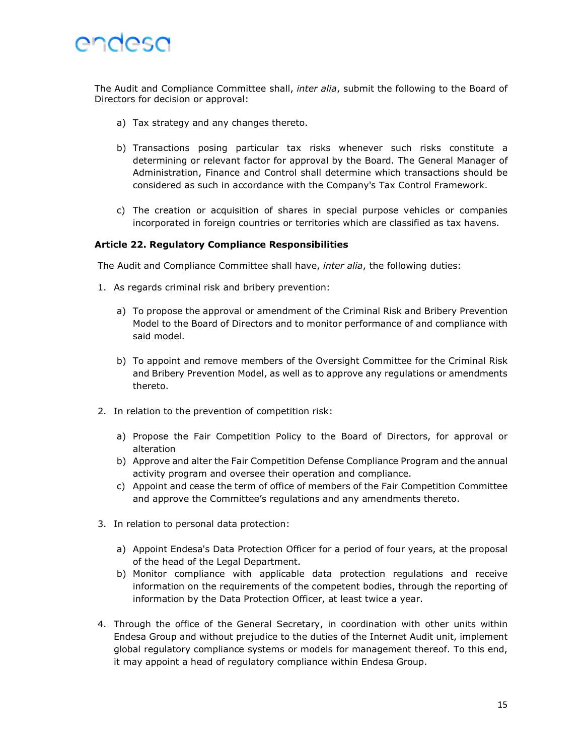The Audit and Compliance Committee shall, *inter alia*, submit the following to the Board of Directors for decision or approval:

a) Tax strategy and any changes thereto.

b) Transactions posing particular tax risks whenever such risks constitute a determining or relevant factor for approval by the Board. The General Manager of Administration, Finance and Control shall determine which transactions should be considered as such in accordance with the Company's Tax Control Framework.

c) The creation or acquisition of shares in special purpose vehicles or companies incorporated in foreign countries or territories which are classified as tax havens.

**Article 22. Regulatory Compliance Responsibilities**

The Audit and Compliance Committee shall have, *inter alia*, the following duties:

1. As regards criminal risk and bribery prevention:

   a) To propose the approval or amendment of the Criminal Risk and Bribery Prevention Model to the Board of Directors and to monitor performance of and compliance with said model.

   b) To appoint and remove members of the Oversight Committee for the Criminal Risk and Bribery Prevention Model, as well as to approve any regulations or amendments thereto.

2. In relation to the prevention of competition risk:

   a) Propose the Fair Competition Policy to the Board of Directors, for approval or alteration
   b) Approve and alter the Fair Competition Defense Compliance Program and the annual activity program and oversee their operation and compliance.
   c) Appoint and cease the term of office of members of the Fair Competition Committee and approve the Committee's regulations and any amendments thereto.

3. In relation to personal data protection:

   a) Appoint Endesa's Data Protection Officer for a period of four years, at the proposal of the head of the Legal Department.
   b) Monitor compliance with applicable data protection regulations and receive information on the requirements of the competent bodies, through the reporting of information by the Data Protection Officer, at least twice a year.

4. Through the office of the General Secretary, in coordination with other units within Endesa Group and without prejudice to the duties of the Internet Audit unit, implement global regulatory compliance systems or models for management thereof. To this end, it may appoint a head of regulatory compliance within Endesa Group.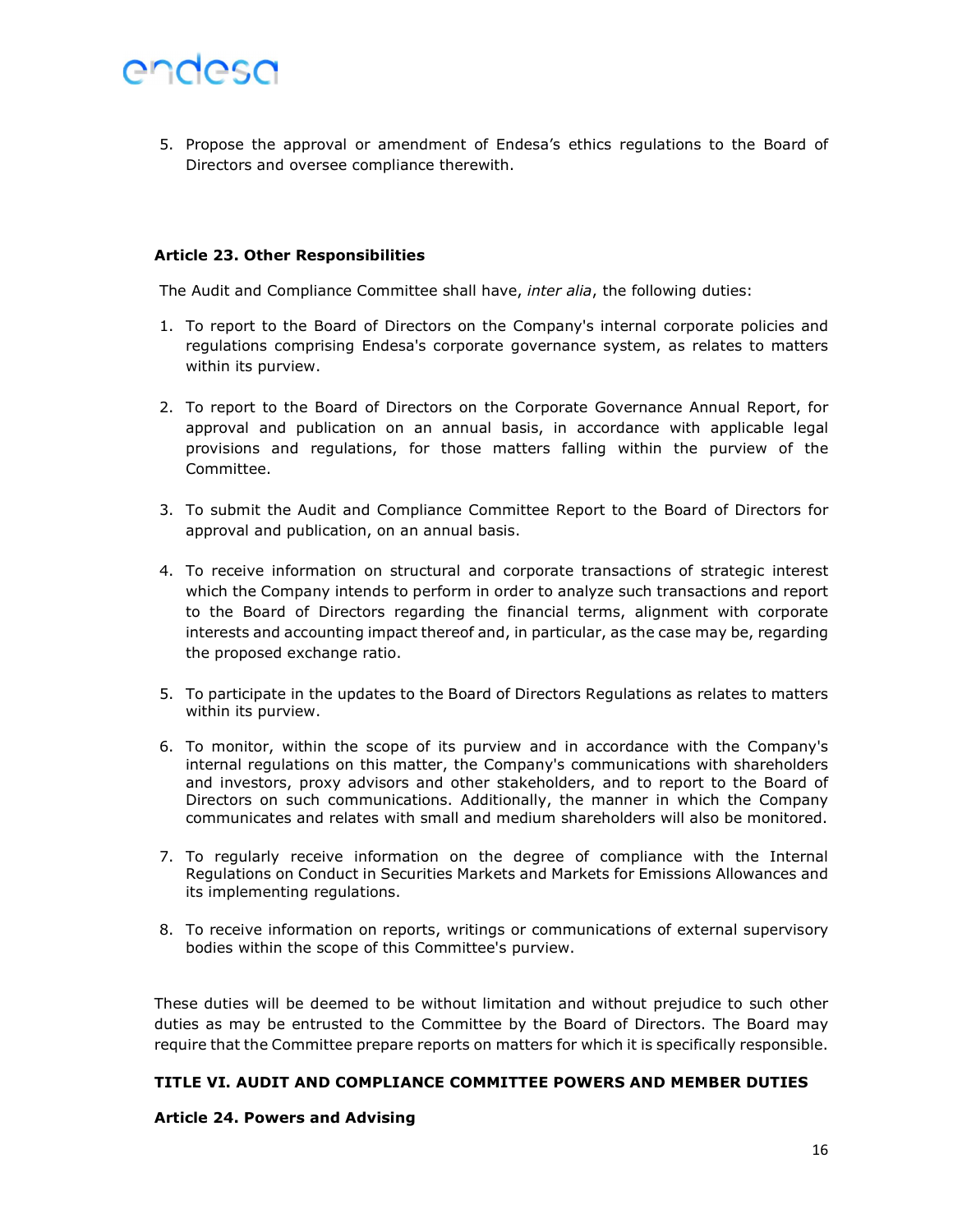5. Propose the approval or amendment of Endesa's ethics regulations to the Board of Directors and oversee compliance therewith.

### Article 23. Other Responsibilities

The Audit and Compliance Committee shall have, *inter alia*, the following duties:

1. To report to the Board of Directors on the Company's internal corporate policies and regulations comprising Endesa's corporate governance system, as relates to matters within its purview.

2. To report to the Board of Directors on the Corporate Governance Annual Report, for approval and publication on an annual basis, in accordance with applicable legal provisions and regulations, for those matters falling within the purview of the Committee.

3. To submit the Audit and Compliance Committee Report to the Board of Directors for approval and publication, on an annual basis.

4. To receive information on structural and corporate transactions of strategic interest which the Company intends to perform in order to analyze such transactions and report to the Board of Directors regarding the financial terms, alignment with corporate interests and accounting impact thereof and, in particular, as the case may be, regarding the proposed exchange ratio.

5. To participate in the updates to the Board of Directors Regulations as relates to matters within its purview.

6. To monitor, within the scope of its purview and in accordance with the Company's internal regulations on this matter, the Company's communications with shareholders and investors, proxy advisors and other stakeholders, and to report to the Board of Directors on such communications. Additionally, the manner in which the Company communicates and relates with small and medium shareholders will also be monitored.

7. To regularly receive information on the degree of compliance with the Internal Regulations on Conduct in Securities Markets and Markets for Emissions Allowances and its implementing regulations.

8. To receive information on reports, writings or communications of external supervisory bodies within the scope of this Committee's purview.

These duties will be deemed to be without limitation and without prejudice to such other duties as may be entrusted to the Committee by the Board of Directors. The Board may require that the Committee prepare reports on matters for which it is specifically responsible.

## TITLE VI. AUDIT AND COMPLIANCE COMMITTEE POWERS AND MEMBER DUTIES

### Article 24. Powers and Advising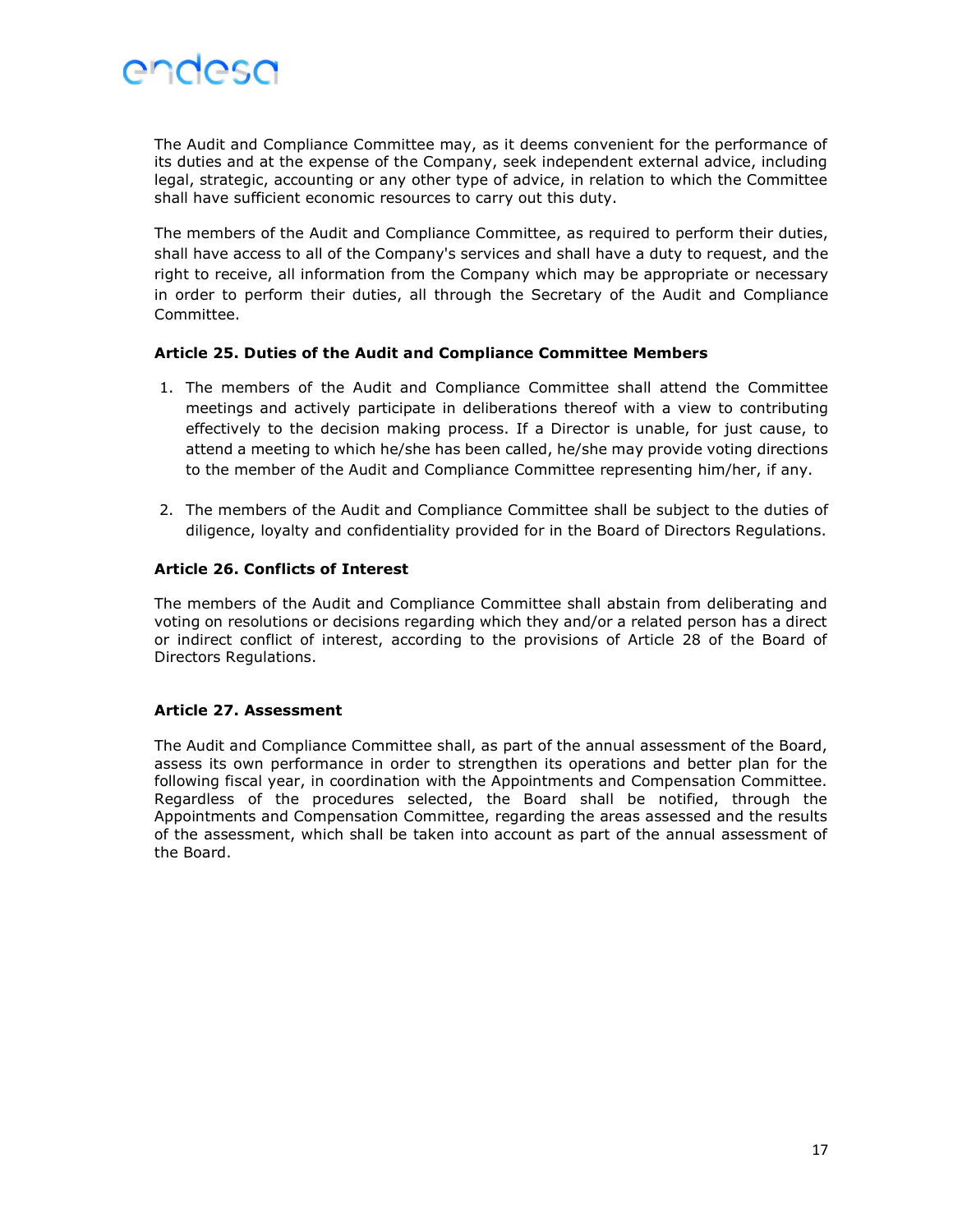The Audit and Compliance Committee may, as it deems convenient for the performance of its duties and at the expense of the Company, seek independent external advice, including legal, strategic, accounting or any other type of advice, in relation to which the Committee shall have sufficient economic resources to carry out this duty.

The members of the Audit and Compliance Committee, as required to perform their duties, shall have access to all of the Company's services and shall have a duty to request, and the right to receive, all information from the Company which may be appropriate or necessary in order to perform their duties, all through the Secretary of the Audit and Compliance Committee.

**Article 25. Duties of the Audit and Compliance Committee Members**

1. The members of the Audit and Compliance Committee shall attend the Committee meetings and actively participate in deliberations thereof with a view to contributing effectively to the decision making process. If a Director is unable, for just cause, to attend a meeting to which he/she has been called, he/she may provide voting directions to the member of the Audit and Compliance Committee representing him/her, if any.

2. The members of the Audit and Compliance Committee shall be subject to the duties of diligence, loyalty and confidentiality provided for in the Board of Directors Regulations.

**Article 26. Conflicts of Interest**

The members of the Audit and Compliance Committee shall abstain from deliberating and voting on resolutions or decisions regarding which they and/or a related person has a direct or indirect conflict of interest, according to the provisions of Article 28 of the Board of Directors Regulations.

**Article 27. Assessment**

The Audit and Compliance Committee shall, as part of the annual assessment of the Board, assess its own performance in order to strengthen its operations and better plan for the following fiscal year, in coordination with the Appointments and Compensation Committee. Regardless of the procedures selected, the Board shall be notified, through the Appointments and Compensation Committee, regarding the areas assessed and the results of the assessment, which shall be taken into account as part of the annual assessment of the Board.